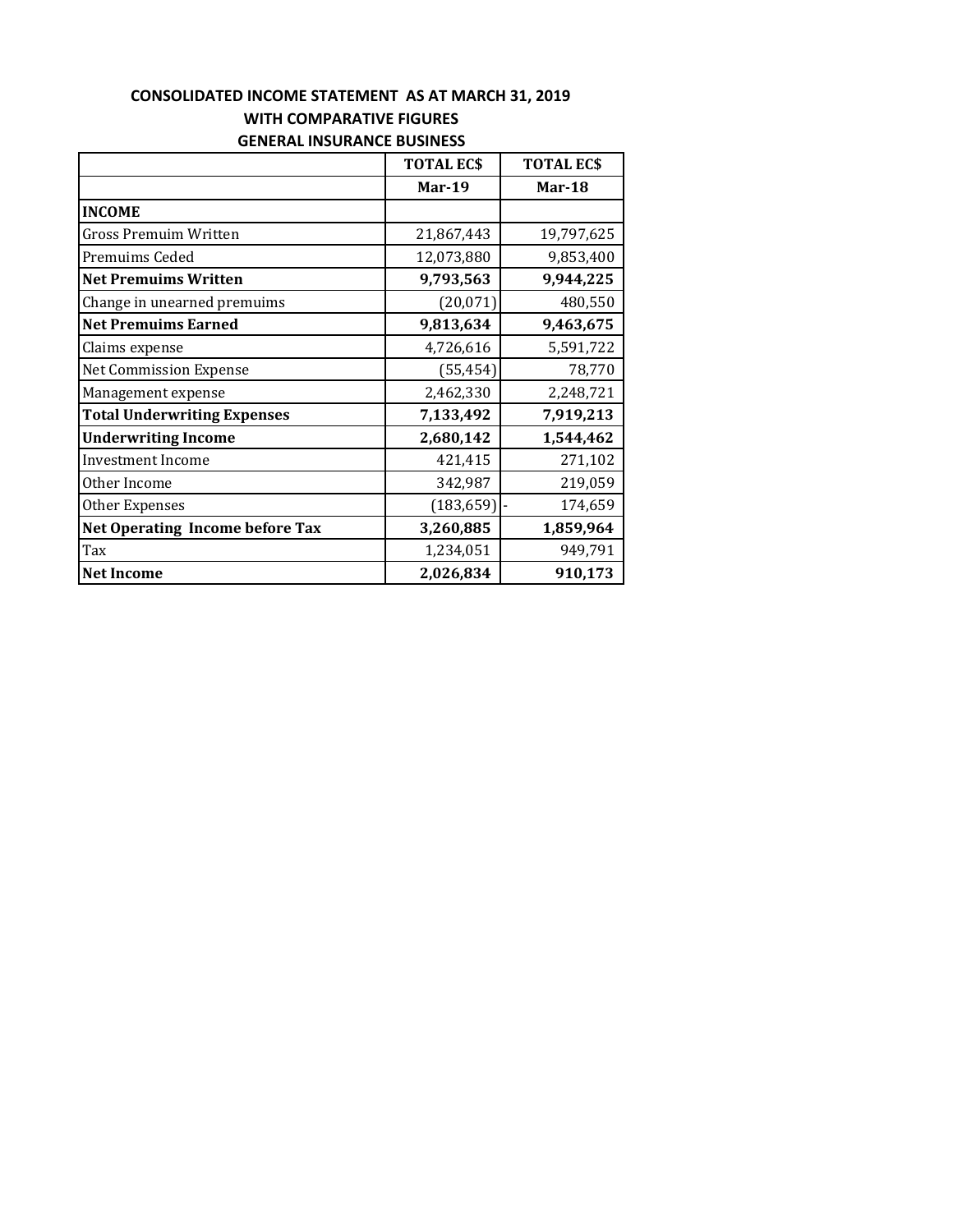**CONSOLIDATED INCOME STATEMENT AS AT MARCH 31, 2019**

**WITH COMPARATIVE FIGURES**

**GENERAL INSURANCE BUSINESS**

| | **TOTAL EC$** | **TOTAL EC$** |
|---|---|---|
| | **Mar-19** | **Mar-18** |
| **INCOME** | | |
| Gross Premuim Written | 21,867,443 | 19,797,625 |
| Premuims Ceded | 12,073,880 | 9,853,400 |
| **Net Premuims Written** | **9,793,563** | **9,944,225** |
| Change in unearned premuims | (20,071) | 480,550 |
| **Net Premuims Earned** | **9,813,634** | **9,463,675** |
| Claims expense | 4,726,616 | 5,591,722 |
| Net Commission Expense | (55,454) | 78,770 |
| Management expense | 2,462,330 | 2,248,721 |
| **Total Underwriting Expenses** | **7,133,492** | **7,919,213** |
| **Underwriting Income** | **2,680,142** | **1,544,462** |
| Investment Income | 421,415 | 271,102 |
| Other Income | 342,987 | 219,059 |
| Other Expenses | (183,659) | - 174,659 |
| **Net Operating Income before Tax** | **3,260,885** | **1,859,964** |
| Tax | 1,234,051 | 949,791 |
| **Net Income** | **2,026,834** | **910,173** |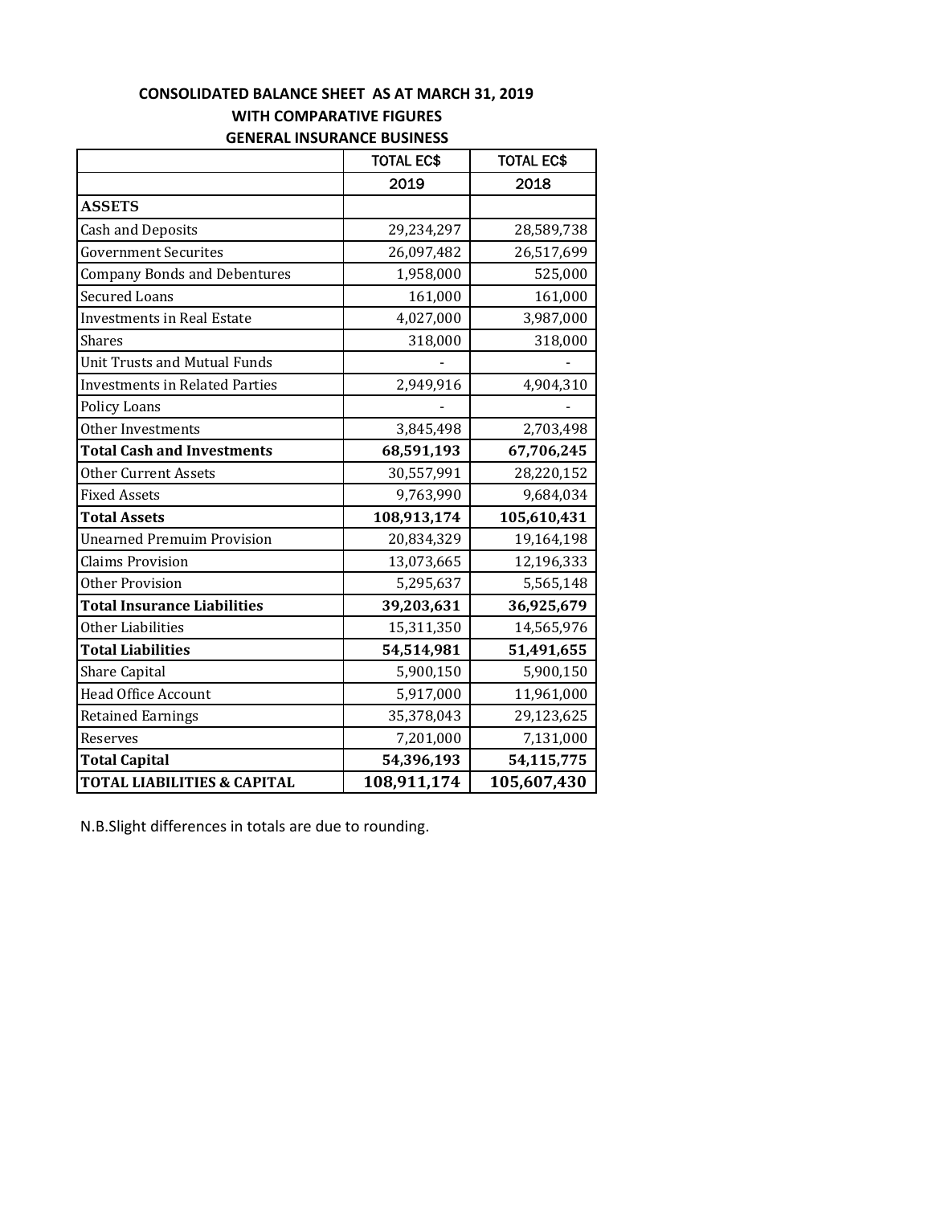**CONSOLIDATED BALANCE SHEET AS AT MARCH 31, 2019**
**WITH COMPARATIVE FIGURES**
**GENERAL INSURANCE BUSINESS**

| | TOTAL EC$ | TOTAL EC$ |
|---|---|---|
| | 2019 | 2018 |
| **ASSETS** | | |
| Cash and Deposits | 29,234,297 | 28,589,738 |
| Government Securites | 26,097,482 | 26,517,699 |
| Company Bonds and Debentures | 1,958,000 | 525,000 |
| Secured Loans | 161,000 | 161,000 |
| Investments in Real Estate | 4,027,000 | 3,987,000 |
| Shares | 318,000 | 318,000 |
| Unit Trusts and Mutual Funds | - | - |
| Investments in Related Parties | 2,949,916 | 4,904,310 |
| Policy Loans | - | - |
| Other Investments | 3,845,498 | 2,703,498 |
| **Total Cash and Investments** | **68,591,193** | **67,706,245** |
| Other Current Assets | 30,557,991 | 28,220,152 |
| Fixed Assets | 9,763,990 | 9,684,034 |
| **Total Assets** | **108,913,174** | **105,610,431** |
| Unearned Premuim Provision | 20,834,329 | 19,164,198 |
| Claims Provision | 13,073,665 | 12,196,333 |
| Other Provision | 5,295,637 | 5,565,148 |
| **Total Insurance Liabilities** | **39,203,631** | **36,925,679** |
| Other Liabilities | 15,311,350 | 14,565,976 |
| **Total Liabilities** | **54,514,981** | **51,491,655** |
| Share Capital | 5,900,150 | 5,900,150 |
| Head Office Account | 5,917,000 | 11,961,000 |
| Retained Earnings | 35,378,043 | 29,123,625 |
| Reserves | 7,201,000 | 7,131,000 |
| **Total Capital** | **54,396,193** | **54,115,775** |
| **TOTAL LIABILITIES & CAPITAL** | **108,911,174** | **105,607,430** |

N.B.Slight differences in totals are due to rounding.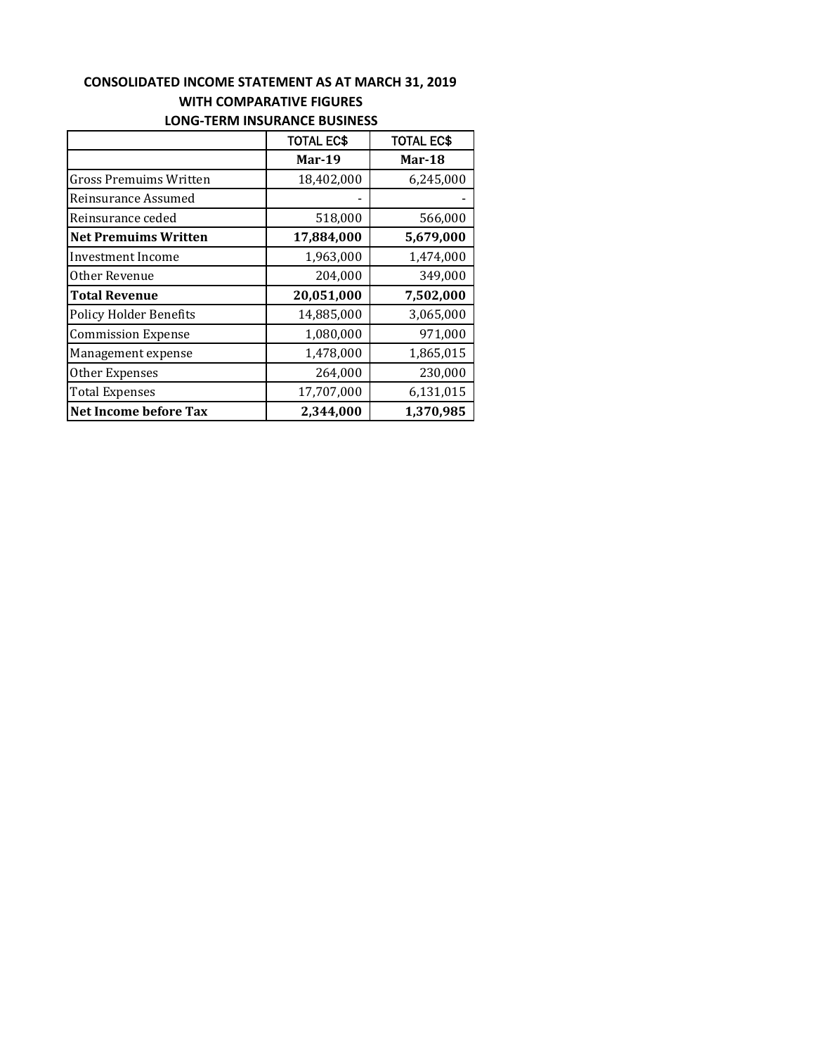**CONSOLIDATED INCOME STATEMENT AS AT MARCH 31, 2019**
**WITH COMPARATIVE FIGURES**
**LONG-TERM INSURANCE BUSINESS**

| | TOTAL EC$ | TOTAL EC$ |
|---|---|---|
| | **Mar-19** | **Mar-18** |
| Gross Premuims Written | 18,402,000 | 6,245,000 |
| Reinsurance Assumed | - | - |
| Reinsurance ceded | 518,000 | 566,000 |
| **Net Premuims Written** | **17,884,000** | **5,679,000** |
| Investment Income | 1,963,000 | 1,474,000 |
| Other Revenue | 204,000 | 349,000 |
| **Total Revenue** | **20,051,000** | **7,502,000** |
| Policy Holder Benefits | 14,885,000 | 3,065,000 |
| Commission Expense | 1,080,000 | 971,000 |
| Management expense | 1,478,000 | 1,865,015 |
| Other Expenses | 264,000 | 230,000 |
| Total Expenses | 17,707,000 | 6,131,015 |
| **Net Income before Tax** | **2,344,000** | **1,370,985** |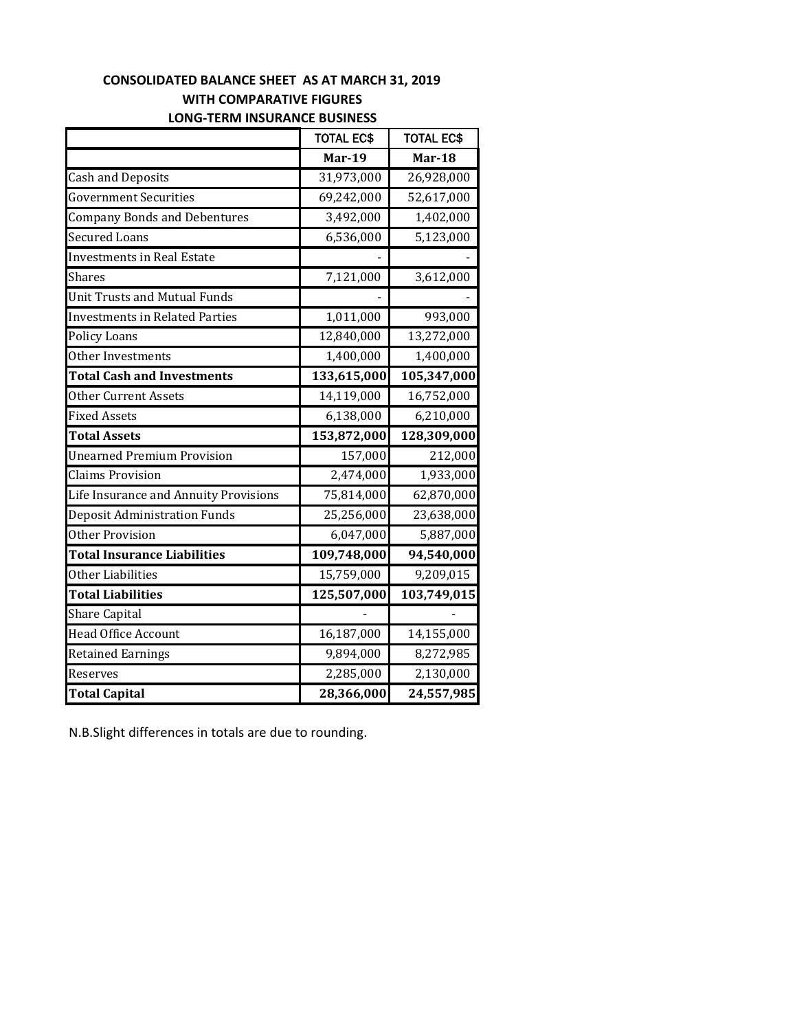**CONSOLIDATED BALANCE SHEET AS AT MARCH 31, 2019**
**WITH COMPARATIVE FIGURES**
**LONG-TERM INSURANCE BUSINESS**

| | TOTAL EC$ | TOTAL EC$ |
|---|---|---|
| | **Mar-19** | **Mar-18** |
| Cash and Deposits | 31,973,000 | 26,928,000 |
| Government Securities | 69,242,000 | 52,617,000 |
| Company Bonds and Debentures | 3,492,000 | 1,402,000 |
| Secured Loans | 6,536,000 | 5,123,000 |
| Investments in Real Estate | - | - |
| Shares | 7,121,000 | 3,612,000 |
| Unit Trusts and Mutual Funds | - | - |
| Investments in Related Parties | 1,011,000 | 993,000 |
| Policy Loans | 12,840,000 | 13,272,000 |
| Other Investments | 1,400,000 | 1,400,000 |
| **Total Cash and Investments** | **133,615,000** | **105,347,000** |
| Other Current Assets | 14,119,000 | 16,752,000 |
| Fixed Assets | 6,138,000 | 6,210,000 |
| **Total Assets** | **153,872,000** | **128,309,000** |
| Unearned Premium Provision | 157,000 | 212,000 |
| Claims Provision | 2,474,000 | 1,933,000 |
| Life Insurance and Annuity Provisions | 75,814,000 | 62,870,000 |
| Deposit Administration Funds | 25,256,000 | 23,638,000 |
| Other Provision | 6,047,000 | 5,887,000 |
| **Total Insurance Liabilities** | **109,748,000** | **94,540,000** |
| Other Liabilities | 15,759,000 | 9,209,015 |
| **Total Liabilities** | **125,507,000** | **103,749,015** |
| Share Capital | - | - |
| Head Office Account | 16,187,000 | 14,155,000 |
| Retained Earnings | 9,894,000 | 8,272,985 |
| Reserves | 2,285,000 | 2,130,000 |
| **Total Capital** | **28,366,000** | **24,557,985** |

N.B.Slight differences in totals are due to rounding.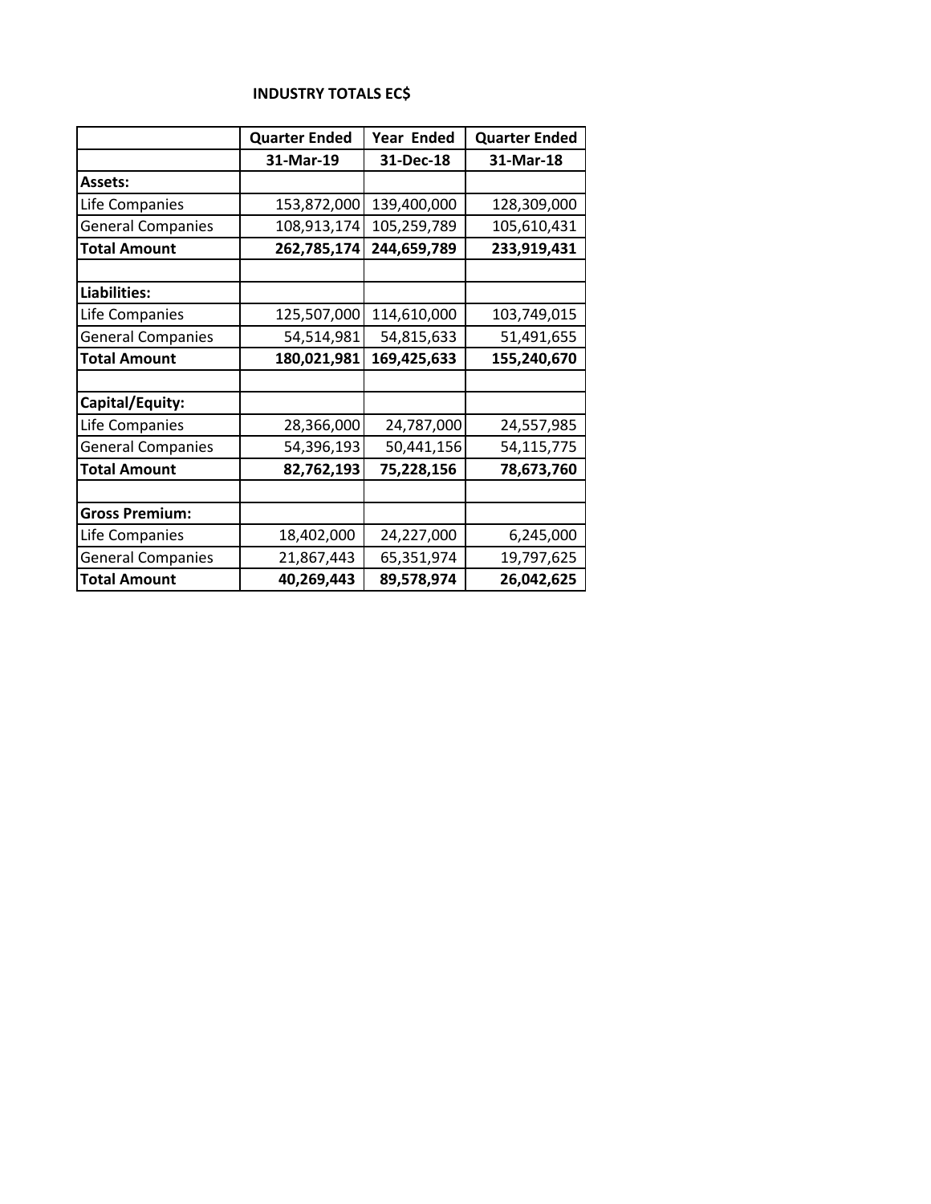**INDUSTRY TOTALS EC$**

| | Quarter Ended | Year Ended | Quarter Ended |
|---|---|---|---|
| | **31-Mar-19** | **31-Dec-18** | **31-Mar-18** |
| **Assets:** | | | |
| Life Companies | 153,872,000 | 139,400,000 | 128,309,000 |
| General Companies | 108,913,174 | 105,259,789 | 105,610,431 |
| **Total Amount** | **262,785,174** | **244,659,789** | **233,919,431** |
| | | | |
| **Liabilities:** | | | |
| Life Companies | 125,507,000 | 114,610,000 | 103,749,015 |
| General Companies | 54,514,981 | 54,815,633 | 51,491,655 |
| **Total Amount** | **180,021,981** | **169,425,633** | **155,240,670** |
| | | | |
| **Capital/Equity:** | | | |
| Life Companies | 28,366,000 | 24,787,000 | 24,557,985 |
| General Companies | 54,396,193 | 50,441,156 | 54,115,775 |
| **Total Amount** | **82,762,193** | **75,228,156** | **78,673,760** |
| | | | |
| **Gross Premium:** | | | |
| Life Companies | 18,402,000 | 24,227,000 | 6,245,000 |
| General Companies | 21,867,443 | 65,351,974 | 19,797,625 |
| **Total Amount** | **40,269,443** | **89,578,974** | **26,042,625** |